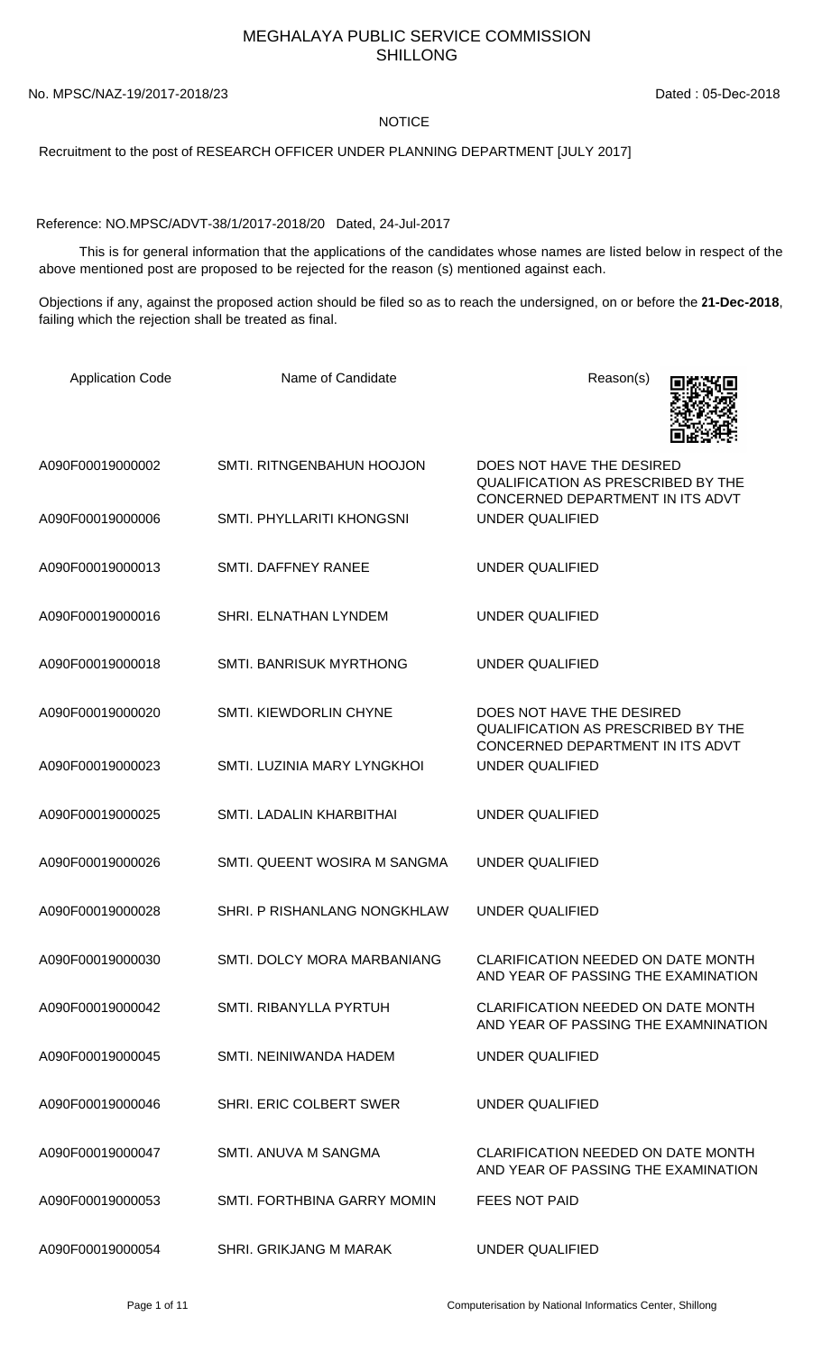# MEGHALAYA PUBLIC SERVICE COMMISSION
## SHILLONG

No. MPSC/NAZ-19/2017-2018/23 Dated : 05-Dec-2018

**NOTICE**

Recruitment to the post of RESEARCH OFFICER UNDER PLANNING DEPARTMENT [JULY 2017]

Reference: NO.MPSC/ADVT-38/1/2017-2018/20 Dated, 24-Jul-2017

This is for general information that the applications of the candidates whose names are listed below in respect of the above mentioned post are proposed to be rejected for the reason (s) mentioned against each.

Objections if any, against the proposed action should be filed so as to reach the undersigned, on or before the **21-Dec-2018**, failing which the rejection shall be treated as final.

| Application Code | Name of Candidate | Reason(s) |
|---|---|---|
| A090F00019000002 | SMTI. RITNGENBAHUN HOOJON | DOES NOT HAVE THE DESIRED QUALIFICATION AS PRESCRIBED BY THE CONCERNED DEPARTMENT IN ITS ADVT |
| A090F00019000006 | SMTI. PHYLLARITI KHONGSNI | UNDER QUALIFIED |
| A090F00019000013 | SMTI. DAFFNEY RANEE | UNDER QUALIFIED |
| A090F00019000016 | SHRI. ELNATHAN LYNDEM | UNDER QUALIFIED |
| A090F00019000018 | SMTI. BANRISUK MYRTHONG | UNDER QUALIFIED |
| A090F00019000020 | SMTI. KIEWDORLIN CHYNE | DOES NOT HAVE THE DESIRED QUALIFICATION AS PRESCRIBED BY THE CONCERNED DEPARTMENT IN ITS ADVT |
| A090F00019000023 | SMTI. LUZINIA MARY LYNGKHOI | UNDER QUALIFIED |
| A090F00019000025 | SMTI. LADALIN KHARBITHAI | UNDER QUALIFIED |
| A090F00019000026 | SMTI. QUEENT WOSIRA M SANGMA | UNDER QUALIFIED |
| A090F00019000028 | SHRI. P RISHANLANG NONGKHLAW | UNDER QUALIFIED |
| A090F00019000030 | SMTI. DOLCY MORA MARBANIANG | CLARIFICATION NEEDED ON DATE MONTH AND YEAR OF PASSING THE EXAMINATION |
| A090F00019000042 | SMTI. RIBANYLLA PYRTUH | CLARIFICATION NEEDED ON DATE MONTH AND YEAR OF PASSING THE EXAMNINATION |
| A090F00019000045 | SMTI. NEINIWANDA HADEM | UNDER QUALIFIED |
| A090F00019000046 | SHRI. ERIC COLBERT SWER | UNDER QUALIFIED |
| A090F00019000047 | SMTI. ANUVA M SANGMA | CLARIFICATION NEEDED ON DATE MONTH AND YEAR OF PASSING THE EXAMINATION |
| A090F00019000053 | SMTI. FORTHBINA GARRY MOMIN | FEES NOT PAID |
| A090F00019000054 | SHRI. GRIKJANG M MARAK | UNDER QUALIFIED |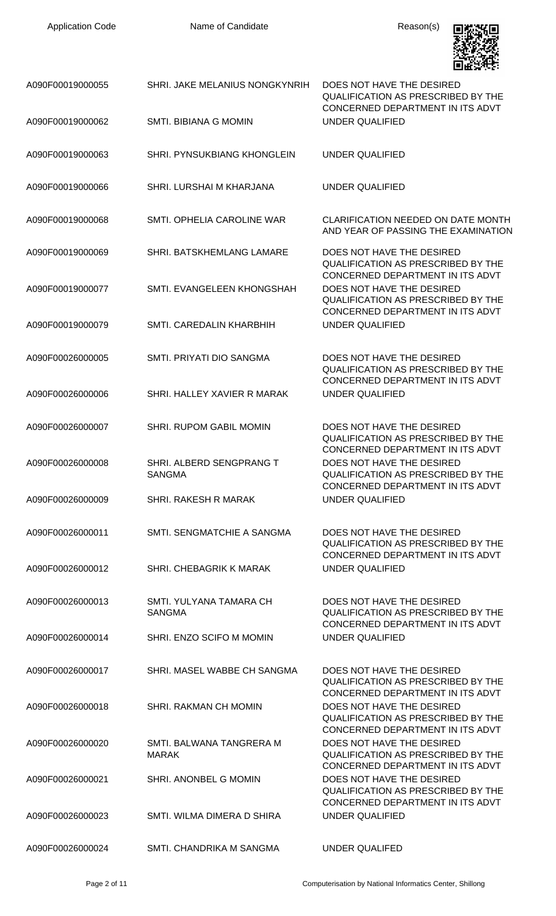| Application Code | Name of Candidate | Reason(s) |
|---|---|---|
| A090F00019000055 | SHRI. JAKE MELANIUS NONGKYNRIH | DOES NOT HAVE THE DESIRED QUALIFICATION AS PRESCRIBED BY THE CONCERNED DEPARTMENT IN ITS ADVT |
| A090F00019000062 | SMTI. BIBIANA G MOMIN | UNDER QUALIFIED |
| A090F00019000063 | SHRI. PYNSUKBIANG KHONGLEIN | UNDER QUALIFIED |
| A090F00019000066 | SHRI. LURSHAI M KHARJANA | UNDER QUALIFIED |
| A090F00019000068 | SMTI. OPHELIA CAROLINE WAR | CLARIFICATION NEEDED ON DATE MONTH AND YEAR OF PASSING THE EXAMINATION |
| A090F00019000069 | SHRI. BATSKHEMLANG LAMARE | DOES NOT HAVE THE DESIRED QUALIFICATION AS PRESCRIBED BY THE CONCERNED DEPARTMENT IN ITS ADVT |
| A090F00019000077 | SMTI. EVANGELEEN KHONGSHAH | DOES NOT HAVE THE DESIRED QUALIFICATION AS PRESCRIBED BY THE CONCERNED DEPARTMENT IN ITS ADVT |
| A090F00019000079 | SMTI. CAREDALIN KHARBHIH | UNDER QUALIFIED |
| A090F00026000005 | SMTI. PRIYATI DIO SANGMA | DOES NOT HAVE THE DESIRED QUALIFICATION AS PRESCRIBED BY THE CONCERNED DEPARTMENT IN ITS ADVT |
| A090F00026000006 | SHRI. HALLEY XAVIER R MARAK | UNDER QUALIFIED |
| A090F00026000007 | SHRI. RUPOM GABIL MOMIN | DOES NOT HAVE THE DESIRED QUALIFICATION AS PRESCRIBED BY THE CONCERNED DEPARTMENT IN ITS ADVT |
| A090F00026000008 | SHRI. ALBERD SENGPRANG T SANGMA | DOES NOT HAVE THE DESIRED QUALIFICATION AS PRESCRIBED BY THE CONCERNED DEPARTMENT IN ITS ADVT |
| A090F00026000009 | SHRI. RAKESH R MARAK | UNDER QUALIFIED |
| A090F00026000011 | SMTI. SENGMATCHIE A SANGMA | DOES NOT HAVE THE DESIRED QUALIFICATION AS PRESCRIBED BY THE CONCERNED DEPARTMENT IN ITS ADVT |
| A090F00026000012 | SHRI. CHEBAGRIK K MARAK | UNDER QUALIFIED |
| A090F00026000013 | SMTI. YULYANA TAMARA CH SANGMA | DOES NOT HAVE THE DESIRED QUALIFICATION AS PRESCRIBED BY THE CONCERNED DEPARTMENT IN ITS ADVT |
| A090F00026000014 | SHRI. ENZO SCIFO M MOMIN | UNDER QUALIFIED |
| A090F00026000017 | SHRI. MASEL WABBE CH SANGMA | DOES NOT HAVE THE DESIRED QUALIFICATION AS PRESCRIBED BY THE CONCERNED DEPARTMENT IN ITS ADVT |
| A090F00026000018 | SHRI. RAKMAN CH MOMIN | DOES NOT HAVE THE DESIRED QUALIFICATION AS PRESCRIBED BY THE CONCERNED DEPARTMENT IN ITS ADVT |
| A090F00026000020 | SMTI. BALWANA TANGRERA M MARAK | DOES NOT HAVE THE DESIRED QUALIFICATION AS PRESCRIBED BY THE CONCERNED DEPARTMENT IN ITS ADVT |
| A090F00026000021 | SHRI. ANONBEL G MOMIN | DOES NOT HAVE THE DESIRED QUALIFICATION AS PRESCRIBED BY THE CONCERNED DEPARTMENT IN ITS ADVT |
| A090F00026000023 | SMTI. WILMA DIMERA D SHIRA | UNDER QUALIFIED |
| A090F00026000024 | SMTI. CHANDRIKA M SANGMA | UNDER QUALIFED |

Computerisation by National Informatics Center, Shillong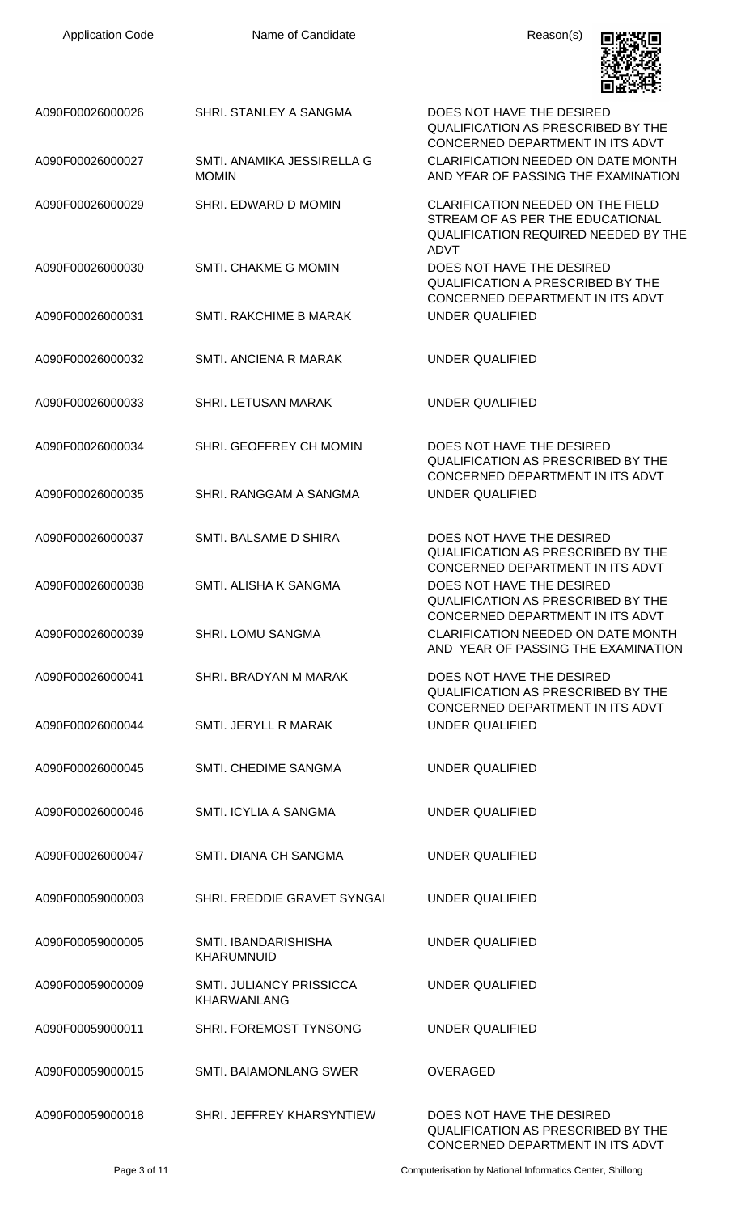| Application Code | Name of Candidate | Reason(s) |
| --- | --- | --- |
| A090F00026000026 | SHRI. STANLEY A SANGMA | DOES NOT HAVE THE DESIRED QUALIFICATION AS PRESCRIBED BY THE CONCERNED DEPARTMENT IN ITS ADVT |
| A090F00026000027 | SMTI. ANAMIKA JESSIRELLA G MOMIN | CLARIFICATION NEEDED ON DATE MONTH AND YEAR OF PASSING THE EXAMINATION |
| A090F00026000029 | SHRI. EDWARD D MOMIN | CLARIFICATION NEEDED ON THE FIELD STREAM OF AS PER THE EDUCATIONAL QUALIFICATION REQUIRED NEEDED BY THE ADVT |
| A090F00026000030 | SMTI. CHAKME G MOMIN | DOES NOT HAVE THE DESIRED QUALIFICATION A PRESCRIBED BY THE CONCERNED DEPARTMENT IN ITS ADVT |
| A090F00026000031 | SMTI. RAKCHIME B MARAK | UNDER QUALIFIED |
| A090F00026000032 | SMTI. ANCIENA R MARAK | UNDER QUALIFIED |
| A090F00026000033 | SHRI. LETUSAN MARAK | UNDER QUALIFIED |
| A090F00026000034 | SHRI. GEOFFREY CH MOMIN | DOES NOT HAVE THE DESIRED QUALIFICATION AS PRESCRIBED BY THE CONCERNED DEPARTMENT IN ITS ADVT |
| A090F00026000035 | SHRI. RANGGAM A SANGMA | UNDER QUALIFIED |
| A090F00026000037 | SMTI. BALSAME D SHIRA | DOES NOT HAVE THE DESIRED QUALIFICATION AS PRESCRIBED BY THE CONCERNED DEPARTMENT IN ITS ADVT |
| A090F00026000038 | SMTI. ALISHA K SANGMA | DOES NOT HAVE THE DESIRED QUALIFICATION AS PRESCRIBED BY THE CONCERNED DEPARTMENT IN ITS ADVT |
| A090F00026000039 | SHRI. LOMU SANGMA | CLARIFICATION NEEDED ON DATE MONTH AND YEAR OF PASSING THE EXAMINATION |
| A090F00026000041 | SHRI. BRADYAN M MARAK | DOES NOT HAVE THE DESIRED QUALIFICATION AS PRESCRIBED BY THE CONCERNED DEPARTMENT IN ITS ADVT |
| A090F00026000044 | SMTI. JERYLL R MARAK | UNDER QUALIFIED |
| A090F00026000045 | SMTI. CHEDIME SANGMA | UNDER QUALIFIED |
| A090F00026000046 | SMTI. ICYLIA A SANGMA | UNDER QUALIFIED |
| A090F00026000047 | SMTI. DIANA CH SANGMA | UNDER QUALIFIED |
| A090F00059000003 | SHRI. FREDDIE GRAVET SYNGAI | UNDER QUALIFIED |
| A090F00059000005 | SMTI. IBANDARISHISHA KHARUMNUID | UNDER QUALIFIED |
| A090F00059000009 | SMTI. JULIANCY PRISSICCA KHARWANLANG | UNDER QUALIFIED |
| A090F00059000011 | SHRI. FOREMOST TYNSONG | UNDER QUALIFIED |
| A090F00059000015 | SMTI. BAIAMONLANG SWER | OVERAGED |
| A090F00059000018 | SHRI. JEFFREY KHARSYNTIEW | DOES NOT HAVE THE DESIRED QUALIFICATION AS PRESCRIBED BY THE CONCERNED DEPARTMENT IN ITS ADVT |

Computerisation by National Informatics Center, Shillong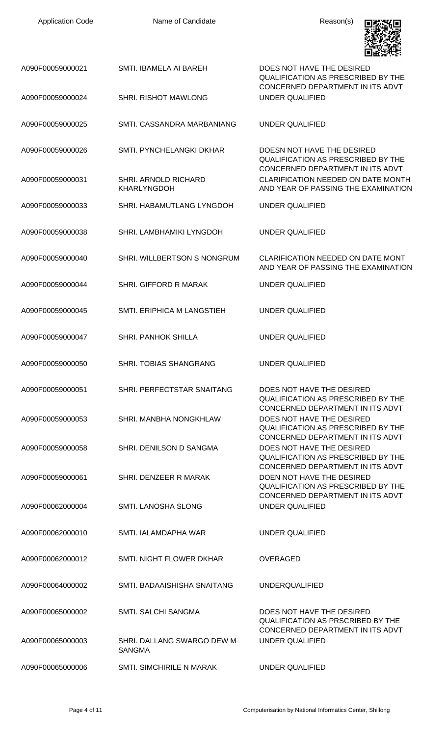| Application Code | Name of Candidate | Reason(s) |
| --- | --- | --- |
| A090F00059000021 | SMTI. IBAMELA AI BAREH | DOES NOT HAVE THE DESIRED QUALIFICATION AS PRESCRIBED BY THE CONCERNED DEPARTMENT IN ITS ADVT |
| A090F00059000024 | SHRI. RISHOT MAWLONG | UNDER QUALIFIED |
| A090F00059000025 | SMTI. CASSANDRA MARBANIANG | UNDER QUALIFIED |
| A090F00059000026 | SMTI. PYNCHELANGKI DKHAR | DOESN NOT HAVE THE DESIRED QUALIFICATION AS PRESCRIBED BY THE CONCERNED DEPARTMENT IN ITS ADVT |
| A090F00059000031 | SHRI. ARNOLD RICHARD KHARLYNGDOH | CLARIFICATION NEEDED ON DATE MONTH AND YEAR OF PASSING THE EXAMINATION |
| A090F00059000033 | SHRI. HABAMUTLANG LYNGDOH | UNDER QUALIFIED |
| A090F00059000038 | SHRI. LAMBHAMIKI LYNGDOH | UNDER QUALIFIED |
| A090F00059000040 | SHRI. WILLBERTSON S NONGRUM | CLARIFICATION NEEDED ON DATE MONT AND YEAR OF PASSING THE EXAMINATION |
| A090F00059000044 | SHRI. GIFFORD R MARAK | UNDER QUALIFIED |
| A090F00059000045 | SMTI. ERIPHICA M LANGSTIEH | UNDER QUALIFIED |
| A090F00059000047 | SHRI. PANHOK SHILLA | UNDER QUALIFIED |
| A090F00059000050 | SHRI. TOBIAS SHANGRANG | UNDER QUALIFIED |
| A090F00059000051 | SHRI. PERFECTSTAR SNAITANG | DOES NOT HAVE THE DESIRED QUALIFICATION AS PRESCRIBED BY THE CONCERNED DEPARTMENT IN ITS ADVT |
| A090F00059000053 | SHRI. MANBHA NONGKHLAW | DOES NOT HAVE THE DESIRED QUALIFICATION AS PRESCRIBED BY THE CONCERNED DEPARTMENT IN ITS ADVT |
| A090F00059000058 | SHRI. DENILSON D SANGMA | DOES NOT HAVE THE DESIRED QUALIFICATION AS PRESCRIBED BY THE CONCERNED DEPARTMENT IN ITS ADVT |
| A090F00059000061 | SHRI. DENZEER R MARAK | DOEN NOT HAVE THE DESIRED QUALIFICATION AS PRESCRIBED BY THE CONCERNED DEPARTMENT IN ITS ADVT |
| A090F00062000004 | SMTI. LANOSHA SLONG | UNDER QUALIFIED |
| A090F00062000010 | SMTI. IALAMDAPHA WAR | UNDER QUALIFIED |
| A090F00062000012 | SMTI. NIGHT FLOWER DKHAR | OVERAGED |
| A090F00064000002 | SMTI. BADAAISHISHA SNAITANG | UNDERQUALIFIED |
| A090F00065000002 | SMTI. SALCHI SANGMA | DOES NOT HAVE THE DESIRED QUALIFICATION AS PRSCRIBED BY THE CONCERNED DEPARTMENT IN ITS ADVT |
| A090F00065000003 | SHRI. DALLANG SWARGO DEW M SANGMA | UNDER QUALIFIED |
| A090F00065000006 | SMTI. SIMCHIRILE N MARAK | UNDER QUALIFIED |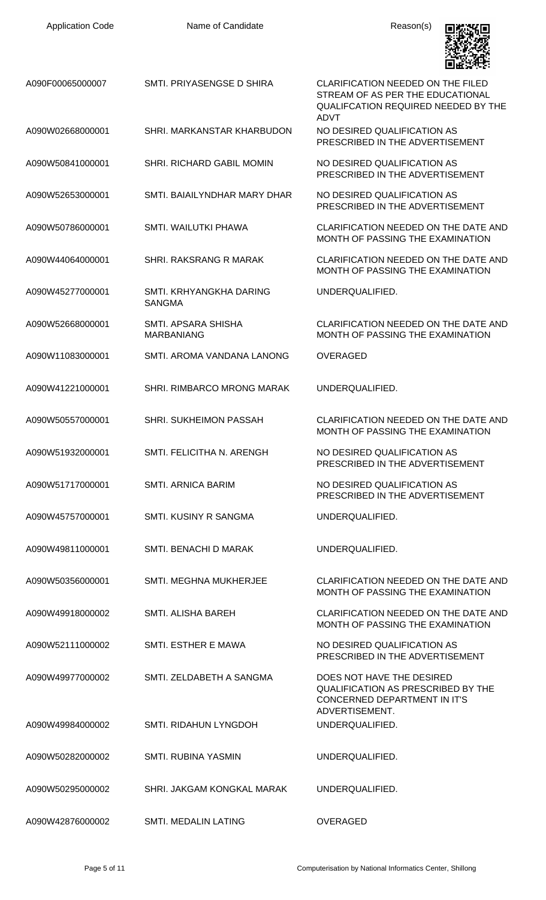| Application Code | Name of Candidate | Reason(s) |
| --- | --- | --- |
| A090F00065000007 | SMTI. PRIYASENGSE D SHIRA | CLARIFICATION NEEDED ON THE FILED STREAM OF AS PER THE EDUCATIONAL QUALIFCATION REQUIRED NEEDED BY THE ADVT |
| A090W02668000001 | SHRI. MARKANSTAR KHARBUDON | NO DESIRED QUALIFICATION AS PRESCRIBED IN THE ADVERTISEMENT |
| A090W50841000001 | SHRI. RICHARD GABIL MOMIN | NO DESIRED QUALIFICATION AS PRESCRIBED IN THE ADVERTISEMENT |
| A090W52653000001 | SMTI. BAIAILYNDHAR MARY DHAR | NO DESIRED QUALIFICATION AS PRESCRIBED IN THE ADVERTISEMENT |
| A090W50786000001 | SMTI. WAILUTKI PHAWA | CLARIFICATION NEEDED ON THE DATE AND MONTH OF PASSING THE EXAMINATION |
| A090W44064000001 | SHRI. RAKSRANG R MARAK | CLARIFICATION NEEDED ON THE DATE AND MONTH OF PASSING THE EXAMINATION |
| A090W45277000001 | SMTI. KRHYANGKHA DARING SANGMA | UNDERQUALIFIED. |
| A090W52668000001 | SMTI. APSARA SHISHA MARBANIANG | CLARIFICATION NEEDED ON THE DATE AND MONTH OF PASSING THE EXAMINATION |
| A090W11083000001 | SMTI. AROMA VANDANA LANONG | OVERAGED |
| A090W41221000001 | SHRI. RIMBARCO MRONG MARAK | UNDERQUALIFIED. |
| A090W50557000001 | SHRI. SUKHEIMON PASSAH | CLARIFICATION NEEDED ON THE DATE AND MONTH OF PASSING THE EXAMINATION |
| A090W51932000001 | SMTI. FELICITHA N. ARENGH | NO DESIRED QUALIFICATION AS PRESCRIBED IN THE ADVERTISEMENT |
| A090W51717000001 | SMTI. ARNICA BARIM | NO DESIRED QUALIFICATION AS PRESCRIBED IN THE ADVERTISEMENT |
| A090W45757000001 | SMTI. KUSINY R SANGMA | UNDERQUALIFIED. |
| A090W49811000001 | SMTI. BENACHI D MARAK | UNDERQUALIFIED. |
| A090W50356000001 | SMTI. MEGHNA MUKHERJEE | CLARIFICATION NEEDED ON THE DATE AND MONTH OF PASSING THE EXAMINATION |
| A090W49918000002 | SMTI. ALISHA BAREH | CLARIFICATION NEEDED ON THE DATE AND MONTH OF PASSING THE EXAMINATION |
| A090W52111000002 | SMTI. ESTHER E MAWA | NO DESIRED QUALIFICATION AS PRESCRIBED IN THE ADVERTISEMENT |
| A090W49977000002 | SMTI. ZELDABETH A SANGMA | DOES NOT HAVE THE DESIRED QUALIFICATION AS PRESCRIBED BY THE CONCERNED DEPARTMENT IN IT'S ADVERTISEMENT. |
| A090W49984000002 | SMTI. RIDAHUN LYNGDOH | UNDERQUALIFIED. |
| A090W50282000002 | SMTI. RUBINA YASMIN | UNDERQUALIFIED. |
| A090W50295000002 | SHRI. JAKGAM KONGKAL MARAK | UNDERQUALIFIED. |
| A090W42876000002 | SMTI. MEDALIN LATING | OVERAGED |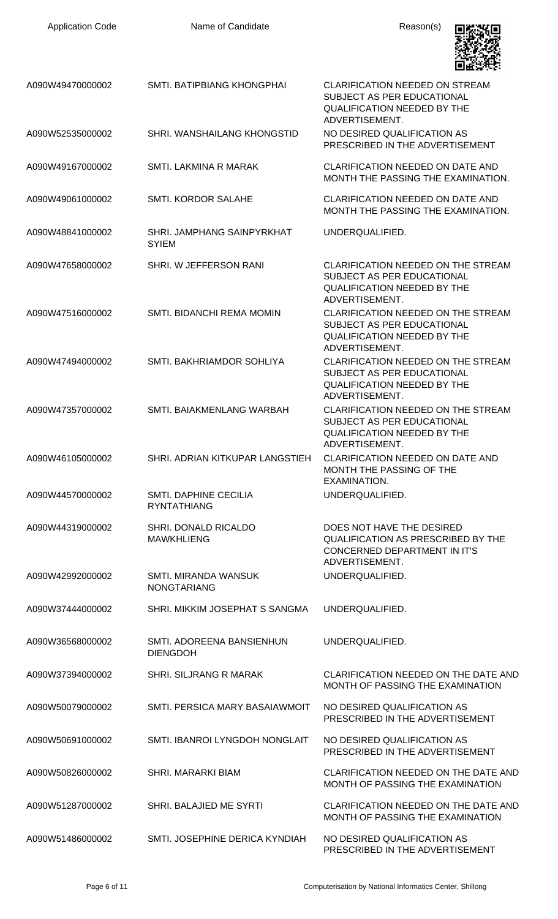| Application Code | Name of Candidate | Reason(s) |
| --- | --- | --- |
| A090W49470000002 | SMTI. BATIPBIANG KHONGPHAI | CLARIFICATION NEEDED ON STREAM SUBJECT AS PER EDUCATIONAL QUALIFICATION NEEDED BY THE ADVERTISEMENT. |
| A090W52535000002 | SHRI. WANSHAILANG KHONGSTID | NO DESIRED QUALIFICATION AS PRESCRIBED IN THE ADVERTISEMENT |
| A090W49167000002 | SMTI. LAKMINA R MARAK | CLARIFICATION NEEDED ON DATE AND MONTH THE PASSING THE EXAMINATION. |
| A090W49061000002 | SMTI. KORDOR SALAHE | CLARIFICATION NEEDED ON DATE AND MONTH THE PASSING THE EXAMINATION. |
| A090W48841000002 | SHRI. JAMPHANG SAINPYRKHAT SYIEM | UNDERQUALIFIED. |
| A090W47658000002 | SHRI. W JEFFERSON RANI | CLARIFICATION NEEDED ON THE STREAM SUBJECT AS PER EDUCATIONAL QUALIFICATION NEEDED BY THE ADVERTISEMENT. |
| A090W47516000002 | SMTI. BIDANCHI REMA MOMIN | CLARIFICATION NEEDED ON THE STREAM SUBJECT AS PER EDUCATIONAL QUALIFICATION NEEDED BY THE ADVERTISEMENT. |
| A090W47494000002 | SMTI. BAKHRIAMDOR SOHLIYA | CLARIFICATION NEEDED ON THE STREAM SUBJECT AS PER EDUCATIONAL QUALIFICATION NEEDED BY THE ADVERTISEMENT. |
| A090W47357000002 | SMTI. BAIAKMENLANG WARBAH | CLARIFICATION NEEDED ON THE STREAM SUBJECT AS PER EDUCATIONAL QUALIFICATION NEEDED BY THE ADVERTISEMENT. |
| A090W46105000002 | SHRI. ADRIAN KITKUPAR LANGSTIEH | CLARIFICATION NEEDED ON DATE AND MONTH THE PASSING OF THE EXAMINATION. |
| A090W44570000002 | SMTI. DAPHINE CECILIA RYNTATHIANG | UNDERQUALIFIED. |
| A090W44319000002 | SHRI. DONALD RICALDO MAWKHLIENG | DOES NOT HAVE THE DESIRED QUALIFICATION AS PRESCRIBED BY THE CONCERNED DEPARTMENT IN IT'S ADVERTISEMENT. |
| A090W42992000002 | SMTI. MIRANDA WANSUK NONGTARIANG | UNDERQUALIFIED. |
| A090W37444000002 | SHRI. MIKKIM JOSEPHAT S SANGMA | UNDERQUALIFIED. |
| A090W36568000002 | SMTI. ADOREENA BANSIENHUN DIENGDOH | UNDERQUALIFIED. |
| A090W37394000002 | SHRI. SILJRANG R MARAK | CLARIFICATION NEEDED ON THE DATE AND MONTH OF PASSING THE EXAMINATION |
| A090W50079000002 | SMTI. PERSICA MARY BASAIAWMOIT | NO DESIRED QUALIFICATION AS PRESCRIBED IN THE ADVERTISEMENT |
| A090W50691000002 | SMTI. IBANROI LYNGDOH NONGLAIT | NO DESIRED QUALIFICATION AS PRESCRIBED IN THE ADVERTISEMENT |
| A090W50826000002 | SHRI. MARARKI BIAM | CLARIFICATION NEEDED ON THE DATE AND MONTH OF PASSING THE EXAMINATION |
| A090W51287000002 | SHRI. BALAJIED ME SYRTI | CLARIFICATION NEEDED ON THE DATE AND MONTH OF PASSING THE EXAMINATION |
| A090W51486000002 | SMTI. JOSEPHINE DERICA KYNDIAH | NO DESIRED QUALIFICATION AS PRESCRIBED IN THE ADVERTISEMENT |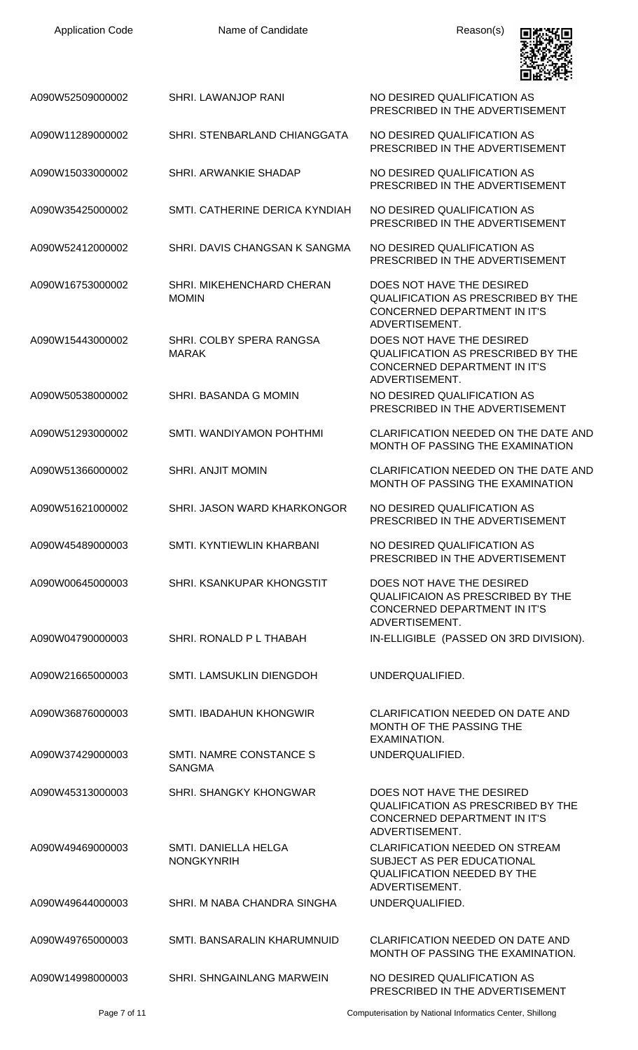| Application Code | Name of Candidate | Reason(s) |
|---|---|---|
| A090W52509000002 | SHRI. LAWANJOP RANI | NO DESIRED QUALIFICATION AS PRESCRIBED IN THE ADVERTISEMENT |
| A090W11289000002 | SHRI. STENBARLAND CHIANGGATA | NO DESIRED QUALIFICATION AS PRESCRIBED IN THE ADVERTISEMENT |
| A090W15033000002 | SHRI. ARWANKIE SHADAP | NO DESIRED QUALIFICATION AS PRESCRIBED IN THE ADVERTISEMENT |
| A090W35425000002 | SMTI. CATHERINE DERICA KYNDIAH | NO DESIRED QUALIFICATION AS PRESCRIBED IN THE ADVERTISEMENT |
| A090W52412000002 | SHRI. DAVIS CHANGSAN K SANGMA | NO DESIRED QUALIFICATION AS PRESCRIBED IN THE ADVERTISEMENT |
| A090W16753000002 | SHRI. MIKEHENCHARD CHERAN MOMIN | DOES NOT HAVE THE DESIRED QUALIFICATION AS PRESCRIBED BY THE CONCERNED DEPARTMENT IN IT'S ADVERTISEMENT. |
| A090W15443000002 | SHRI. COLBY SPERA RANGSA MARAK | DOES NOT HAVE THE DESIRED QUALIFICATION AS PRESCRIBED BY THE CONCERNED DEPARTMENT IN IT'S ADVERTISEMENT. |
| A090W50538000002 | SHRI. BASANDA G MOMIN | NO DESIRED QUALIFICATION AS PRESCRIBED IN THE ADVERTISEMENT |
| A090W51293000002 | SMTI. WANDIYAMON POHTHMI | CLARIFICATION NEEDED ON THE DATE AND MONTH OF PASSING THE EXAMINATION |
| A090W51366000002 | SHRI. ANJIT MOMIN | CLARIFICATION NEEDED ON THE DATE AND MONTH OF PASSING THE EXAMINATION |
| A090W51621000002 | SHRI. JASON WARD KHARKONGOR | NO DESIRED QUALIFICATION AS PRESCRIBED IN THE ADVERTISEMENT |
| A090W45489000003 | SMTI. KYNTIEWLIN KHARBANI | NO DESIRED QUALIFICATION AS PRESCRIBED IN THE ADVERTISEMENT |
| A090W00645000003 | SHRI. KSANKUPAR KHONGSTIT | DOES NOT HAVE THE DESIRED QUALIFICAION AS PRESCRIBED BY THE CONCERNED DEPARTMENT IN IT'S ADVERTISEMENT. |
| A090W04790000003 | SHRI. RONALD P L THABAH | IN-ELLIGIBLE (PASSED ON 3RD DIVISION). |
| A090W21665000003 | SMTI. LAMSUKLIN DIENGDOH | UNDERQUALIFIED. |
| A090W36876000003 | SMTI. IBADAHUN KHONGWIR | CLARIFICATION NEEDED ON DATE AND MONTH OF THE PASSING THE EXAMINATION. |
| A090W37429000003 | SMTI. NAMRE CONSTANCE S SANGMA | UNDERQUALIFIED. |
| A090W45313000003 | SHRI. SHANGKY KHONGWAR | DOES NOT HAVE THE DESIRED QUALIFICATION AS PRESCRIBED BY THE CONCERNED DEPARTMENT IN IT'S ADVERTISEMENT. |
| A090W49469000003 | SMTI. DANIELLA HELGA NONGKYNRIH | CLARIFICATION NEEDED ON STREAM SUBJECT AS PER EDUCATIONAL QUALIFICATION NEEDED BY THE ADVERTISEMENT. |
| A090W49644000003 | SHRI. M NABA CHANDRA SINGHA | UNDERQUALIFIED. |
| A090W49765000003 | SMTI. BANSARALIN KHARUMNUID | CLARIFICATION NEEDED ON DATE AND MONTH OF PASSING THE EXAMINATION. |
| A090W14998000003 | SHRI. SHNGAINLANG MARWEIN | NO DESIRED QUALIFICATION AS PRESCRIBED IN THE ADVERTISEMENT |

Computerisation by National Informatics Center, Shillong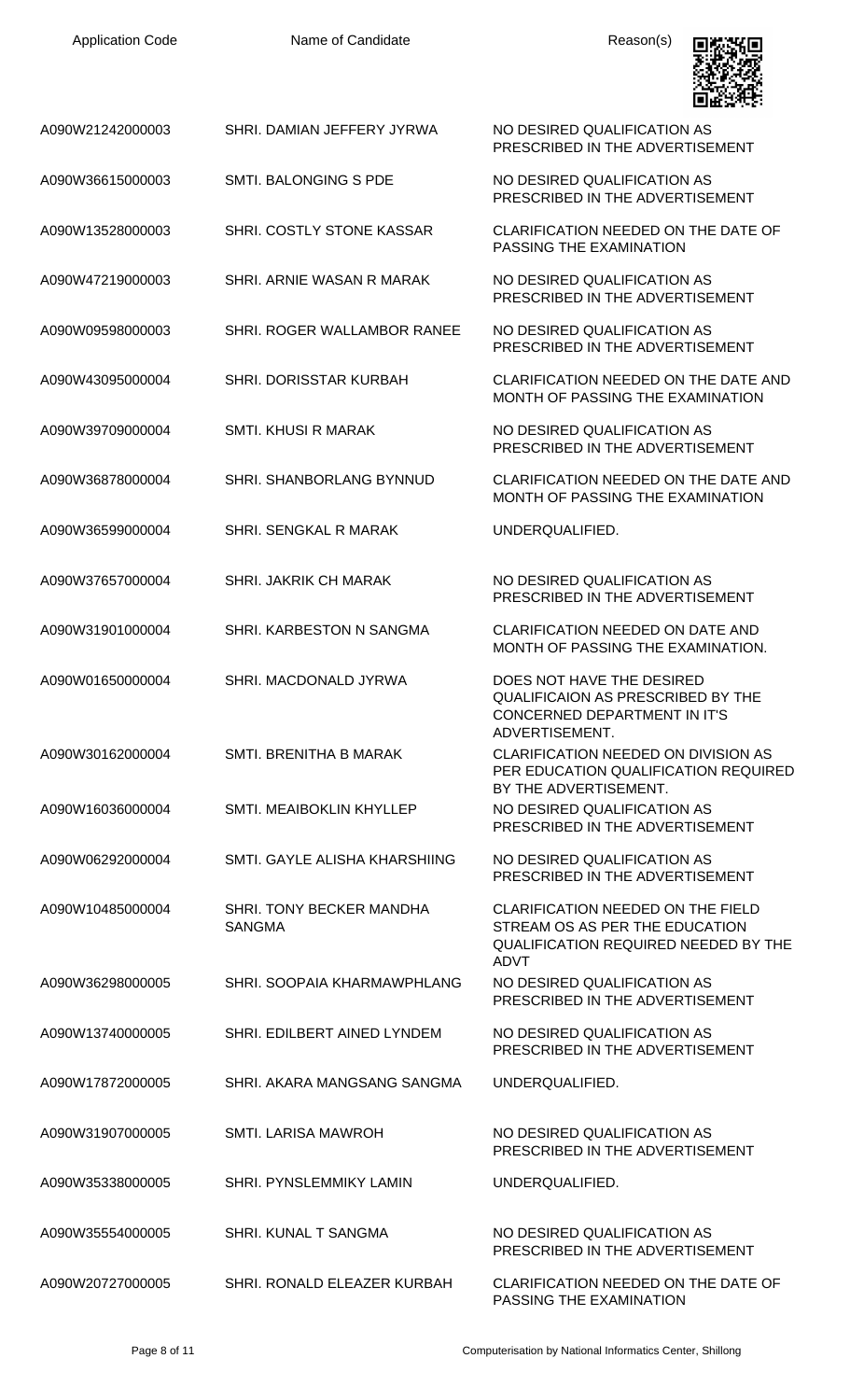| Application Code | Name of Candidate | Reason(s) |
| --- | --- | --- |
| A090W21242000003 | SHRI. DAMIAN JEFFERY JYRWA | NO DESIRED QUALIFICATION AS PRESCRIBED IN THE ADVERTISEMENT |
| A090W36615000003 | SMTI. BALONGING S PDE | NO DESIRED QUALIFICATION AS PRESCRIBED IN THE ADVERTISEMENT |
| A090W13528000003 | SHRI. COSTLY STONE KASSAR | CLARIFICATION NEEDED ON THE DATE OF PASSING THE EXAMINATION |
| A090W47219000003 | SHRI. ARNIE WASAN R MARAK | NO DESIRED QUALIFICATION AS PRESCRIBED IN THE ADVERTISEMENT |
| A090W09598000003 | SHRI. ROGER WALLAMBOR RANEE | NO DESIRED QUALIFICATION AS PRESCRIBED IN THE ADVERTISEMENT |
| A090W43095000004 | SHRI. DORISSTAR KURBAH | CLARIFICATION NEEDED ON THE DATE AND MONTH OF PASSING THE EXAMINATION |
| A090W39709000004 | SMTI. KHUSI R MARAK | NO DESIRED QUALIFICATION AS PRESCRIBED IN THE ADVERTISEMENT |
| A090W36878000004 | SHRI. SHANBORLANG BYNNUD | CLARIFICATION NEEDED ON THE DATE AND MONTH OF PASSING THE EXAMINATION |
| A090W36599000004 | SHRI. SENGKAL R MARAK | UNDERQUALIFIED. |
| A090W37657000004 | SHRI. JAKRIK CH MARAK | NO DESIRED QUALIFICATION AS PRESCRIBED IN THE ADVERTISEMENT |
| A090W31901000004 | SHRI. KARBESTON N SANGMA | CLARIFICATION NEEDED ON DATE AND MONTH OF PASSING THE EXAMINATION. |
| A090W01650000004 | SHRI. MACDONALD JYRWA | DOES NOT HAVE THE DESIRED QUALIFICAION AS PRESCRIBED BY THE CONCERNED DEPARTMENT IN IT'S ADVERTISEMENT. |
| A090W30162000004 | SMTI. BRENITHA B MARAK | CLARIFICATION NEEDED ON DIVISION AS PER EDUCATION QUALIFICATION REQUIRED BY THE ADVERTISEMENT. |
| A090W16036000004 | SMTI. MEAIBOKLIN KHYLLEP | NO DESIRED QUALIFICATION AS PRESCRIBED IN THE ADVERTISEMENT |
| A090W06292000004 | SMTI. GAYLE ALISHA KHARSHIING | NO DESIRED QUALIFICATION AS PRESCRIBED IN THE ADVERTISEMENT |
| A090W10485000004 | SHRI. TONY BECKER MANDHA SANGMA | CLARIFICATION NEEDED ON THE FIELD STREAM OS AS PER THE EDUCATION QUALIFICATION REQUIRED NEEDED BY THE ADVT |
| A090W36298000005 | SHRI. SOOPAIA KHARMAWPHLANG | NO DESIRED QUALIFICATION AS PRESCRIBED IN THE ADVERTISEMENT |
| A090W13740000005 | SHRI. EDILBERT AINED LYNDEM | NO DESIRED QUALIFICATION AS PRESCRIBED IN THE ADVERTISEMENT |
| A090W17872000005 | SHRI. AKARA MANGSANG SANGMA | UNDERQUALIFIED. |
| A090W31907000005 | SMTI. LARISA MAWROH | NO DESIRED QUALIFICATION AS PRESCRIBED IN THE ADVERTISEMENT |
| A090W35338000005 | SHRI. PYNSLEMMIKY LAMIN | UNDERQUALIFIED. |
| A090W35554000005 | SHRI. KUNAL T SANGMA | NO DESIRED QUALIFICATION AS PRESCRIBED IN THE ADVERTISEMENT |
| A090W20727000005 | SHRI. RONALD ELEAZER KURBAH | CLARIFICATION NEEDED ON THE DATE OF PASSING THE EXAMINATION |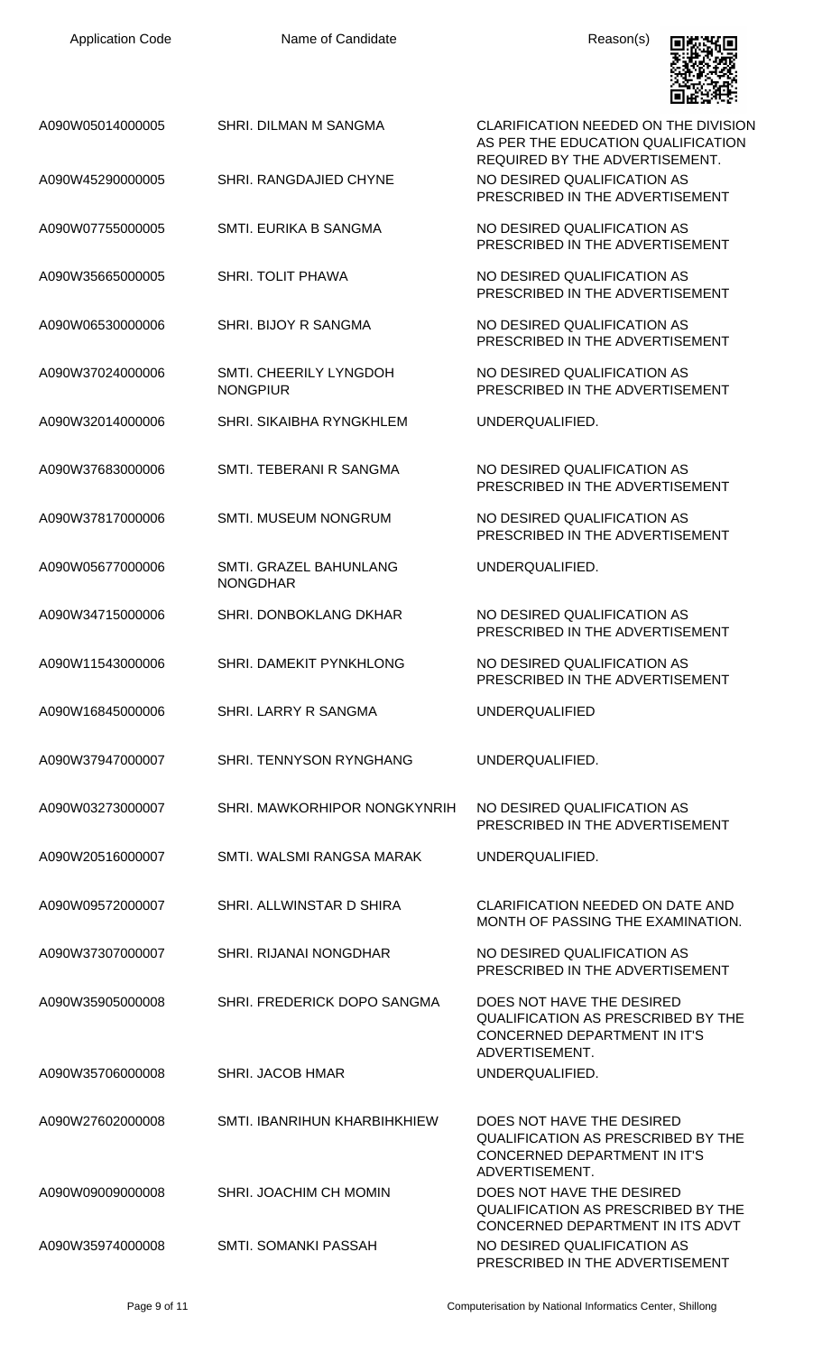| Application Code | Name of Candidate | Reason(s) |
|---|---|---|
| A090W05014000005 | SHRI. DILMAN M SANGMA | CLARIFICATION NEEDED ON THE DIVISION AS PER THE EDUCATION QUALIFICATION REQUIRED BY THE ADVERTISEMENT. |
| A090W45290000005 | SHRI. RANGDAJIED CHYNE | NO DESIRED QUALIFICATION AS PRESCRIBED IN THE ADVERTISEMENT |
| A090W07755000005 | SMTI. EURIKA B SANGMA | NO DESIRED QUALIFICATION AS PRESCRIBED IN THE ADVERTISEMENT |
| A090W35665000005 | SHRI. TOLIT PHAWA | NO DESIRED QUALIFICATION AS PRESCRIBED IN THE ADVERTISEMENT |
| A090W06530000006 | SHRI. BIJOY R SANGMA | NO DESIRED QUALIFICATION AS PRESCRIBED IN THE ADVERTISEMENT |
| A090W37024000006 | SMTI. CHEERILY LYNGDOH NONGPIUR | NO DESIRED QUALIFICATION AS PRESCRIBED IN THE ADVERTISEMENT |
| A090W32014000006 | SHRI. SIKAIBHA RYNGKHLEM | UNDERQUALIFIED. |
| A090W37683000006 | SMTI. TEBERANI R SANGMA | NO DESIRED QUALIFICATION AS PRESCRIBED IN THE ADVERTISEMENT |
| A090W37817000006 | SMTI. MUSEUM NONGRUM | NO DESIRED QUALIFICATION AS PRESCRIBED IN THE ADVERTISEMENT |
| A090W05677000006 | SMTI. GRAZEL BAHUNLANG NONGDHAR | UNDERQUALIFIED. |
| A090W34715000006 | SHRI. DONBOKLANG DKHAR | NO DESIRED QUALIFICATION AS PRESCRIBED IN THE ADVERTISEMENT |
| A090W11543000006 | SHRI. DAMEKIT PYNKHLONG | NO DESIRED QUALIFICATION AS PRESCRIBED IN THE ADVERTISEMENT |
| A090W16845000006 | SHRI. LARRY R SANGMA | UNDERQUALIFIED |
| A090W37947000007 | SHRI. TENNYSON RYNGHANG | UNDERQUALIFIED. |
| A090W03273000007 | SHRI. MAWKORHIPOR NONGKYNRIH | NO DESIRED QUALIFICATION AS PRESCRIBED IN THE ADVERTISEMENT |
| A090W20516000007 | SMTI. WALSMI RANGSA MARAK | UNDERQUALIFIED. |
| A090W09572000007 | SHRI. ALLWINSTAR D SHIRA | CLARIFICATION NEEDED ON DATE AND MONTH OF PASSING THE EXAMINATION. |
| A090W37307000007 | SHRI. RIJANAI NONGDHAR | NO DESIRED QUALIFICATION AS PRESCRIBED IN THE ADVERTISEMENT |
| A090W35905000008 | SHRI. FREDERICK DOPO SANGMA | DOES NOT HAVE THE DESIRED QUALIFICATION AS PRESCRIBED BY THE CONCERNED DEPARTMENT IN IT'S ADVERTISEMENT. |
| A090W35706000008 | SHRI. JACOB HMAR | UNDERQUALIFIED. |
| A090W27602000008 | SMTI. IBANRIHUN KHARBIHKHIEW | DOES NOT HAVE THE DESIRED QUALIFICATION AS PRESCRIBED BY THE CONCERNED DEPARTMENT IN IT'S ADVERTISEMENT. |
| A090W09009000008 | SHRI. JOACHIM CH MOMIN | DOES NOT HAVE THE DESIRED QUALIFICATION AS PRESCRIBED BY THE CONCERNED DEPARTMENT IN ITS ADVT |
| A090W35974000008 | SMTI. SOMANKI PASSAH | NO DESIRED QUALIFICATION AS PRESCRIBED IN THE ADVERTISEMENT |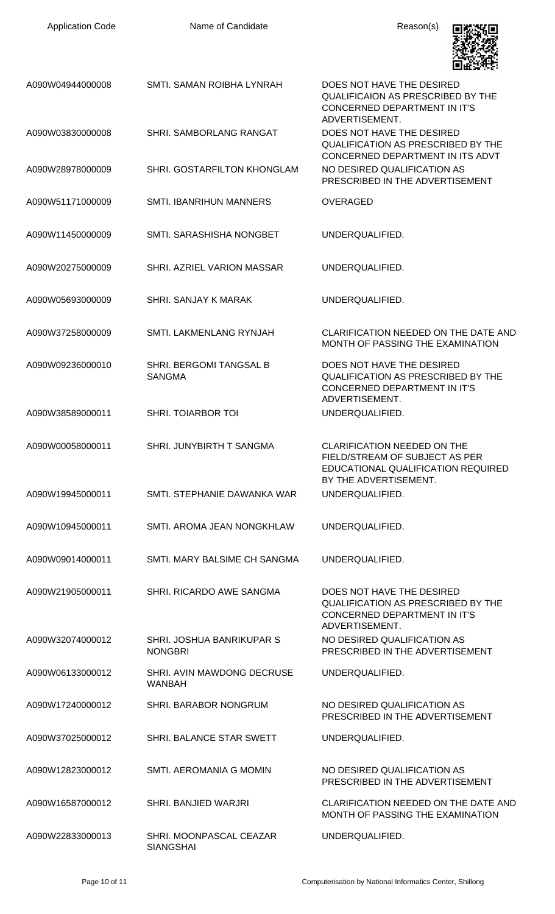| Application Code | Name of Candidate | Reason(s) |
|---|---|---|
| A090W04944000008 | SMTI. SAMAN ROIBHA LYNRAH | DOES NOT HAVE THE DESIRED QUALIFICAION AS PRESCRIBED BY THE CONCERNED DEPARTMENT IN IT'S ADVERTISEMENT. |
| A090W03830000008 | SHRI. SAMBORLANG RANGAT | DOES NOT HAVE THE DESIRED QUALIFICATION AS PRESCRIBED BY THE CONCERNED DEPARTMENT IN ITS ADVT |
| A090W28978000009 | SHRI. GOSTARFILTON KHONGLAM | NO DESIRED QUALIFICATION AS PRESCRIBED IN THE ADVERTISEMENT |
| A090W51171000009 | SMTI. IBANRIHUN MANNERS | OVERAGED |
| A090W11450000009 | SMTI. SARASHISHA NONGBET | UNDERQUALIFIED. |
| A090W20275000009 | SHRI. AZRIEL VARION MASSAR | UNDERQUALIFIED. |
| A090W05693000009 | SHRI. SANJAY K MARAK | UNDERQUALIFIED. |
| A090W37258000009 | SMTI. LAKMENLANG RYNJAH | CLARIFICATION NEEDED ON THE DATE AND MONTH OF PASSING THE EXAMINATION |
| A090W09236000010 | SHRI. BERGOMI TANGSAL B SANGMA | DOES NOT HAVE THE DESIRED QUALIFICATION AS PRESCRIBED BY THE CONCERNED DEPARTMENT IN IT'S ADVERTISEMENT. |
| A090W38589000011 | SHRI. TOIARBOR TOI | UNDERQUALIFIED. |
| A090W00058000011 | SHRI. JUNYBIRTH T SANGMA | CLARIFICATION NEEDED ON THE FIELD/STREAM OF SUBJECT AS PER EDUCATIONAL QUALIFICATION REQUIRED BY THE ADVERTISEMENT. |
| A090W19945000011 | SMTI. STEPHANIE DAWANKA WAR | UNDERQUALIFIED. |
| A090W10945000011 | SMTI. AROMA JEAN NONGKHLAW | UNDERQUALIFIED. |
| A090W09014000011 | SMTI. MARY BALSIME CH SANGMA | UNDERQUALIFIED. |
| A090W21905000011 | SHRI. RICARDO AWE SANGMA | DOES NOT HAVE THE DESIRED QUALIFICATION AS PRESCRIBED BY THE CONCERNED DEPARTMENT IN IT'S ADVERTISEMENT. |
| A090W32074000012 | SHRI. JOSHUA BANRIKUPAR S NONGBRI | NO DESIRED QUALIFICATION AS PRESCRIBED IN THE ADVERTISEMENT |
| A090W06133000012 | SHRI. AVIN MAWDONG DECRUSE WANBAH | UNDERQUALIFIED. |
| A090W17240000012 | SHRI. BARABOR NONGRUM | NO DESIRED QUALIFICATION AS PRESCRIBED IN THE ADVERTISEMENT |
| A090W37025000012 | SHRI. BALANCE STAR SWETT | UNDERQUALIFIED. |
| A090W12823000012 | SMTI. AEROMANIA G MOMIN | NO DESIRED QUALIFICATION AS PRESCRIBED IN THE ADVERTISEMENT |
| A090W16587000012 | SHRI. BANJIED WARJRI | CLARIFICATION NEEDED ON THE DATE AND MONTH OF PASSING THE EXAMINATION |
| A090W22833000013 | SHRI. MOONPASCAL CEAZAR SIANGSHAI | UNDERQUALIFIED. |

Computerisation by National Informatics Center, Shillong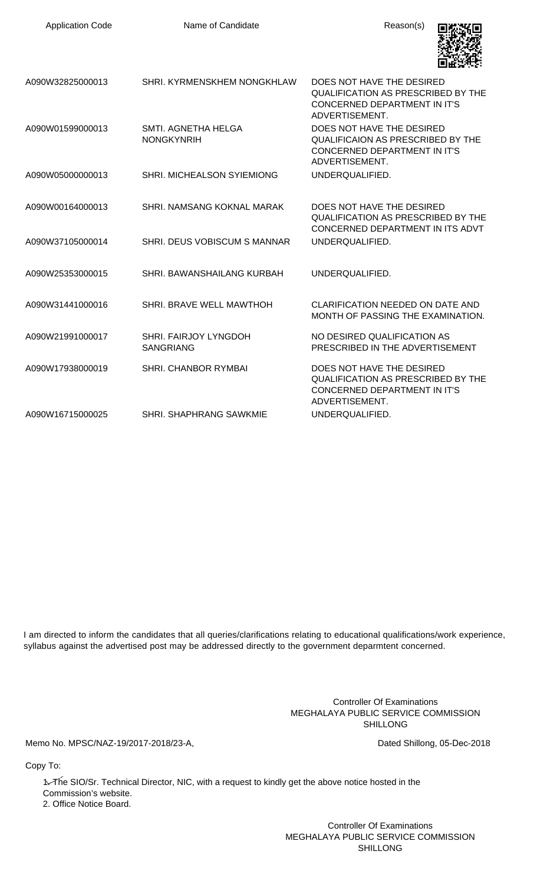| Application Code | Name of Candidate | Reason(s) |
|---|---|---|
| A090W32825000013 | SHRI. KYRMENSKHEM NONGKHLAW | DOES NOT HAVE THE DESIRED QUALIFICATION AS PRESCRIBED BY THE CONCERNED DEPARTMENT IN IT'S ADVERTISEMENT. |
| A090W01599000013 | SMTI. AGNETHA HELGA NONGKYNRIH | DOES NOT HAVE THE DESIRED QUALIFICAION AS PRESCRIBED BY THE CONCERNED DEPARTMENT IN IT'S ADVERTISEMENT. |
| A090W05000000013 | SHRI. MICHEALSON SYIEMIONG | UNDERQUALIFIED. |
| A090W00164000013 | SHRI. NAMSANG KOKNAL MARAK | DOES NOT HAVE THE DESIRED QUALIFICATION AS PRESCRIBED BY THE CONCERNED DEPARTMENT IN ITS ADVT |
| A090W37105000014 | SHRI. DEUS VOBISCUM S MANNAR | UNDERQUALIFIED. |
| A090W25353000015 | SHRI. BAWANSHAILANG KURBAH | UNDERQUALIFIED. |
| A090W31441000016 | SHRI. BRAVE WELL MAWTHOH | CLARIFICATION NEEDED ON DATE AND MONTH OF PASSING THE EXAMINATION. |
| A090W21991000017 | SHRI. FAIRJOY LYNGDOH SANGRIANG | NO DESIRED QUALIFICATION AS PRESCRIBED IN THE ADVERTISEMENT |
| A090W17938000019 | SHRI. CHANBOR RYMBAI | DOES NOT HAVE THE DESIRED QUALIFICATION AS PRESCRIBED BY THE CONCERNED DEPARTMENT IN IT'S ADVERTISEMENT. |
| A090W16715000025 | SHRI. SHAPHRANG SAWKMIE | UNDERQUALIFIED. |

I am directed to inform the candidates that all queries/clarifications relating to educational qualifications/work experience, syllabus against the advertised post may be addressed directly to the government deparmtent concerned.

Controller Of Examinations
MEGHALAYA PUBLIC SERVICE COMMISSION
SHILLONG

Memo No. MPSC/NAZ-19/2017-2018/23-A, Dated Shillong, 05-Dec-2018

Copy To:

1. The SIO/Sr. Technical Director, NIC, with a request to kindly get the above notice hosted in the Commission's website.
2. Office Notice Board.

Controller Of Examinations
MEGHALAYA PUBLIC SERVICE COMMISSION
SHILLONG